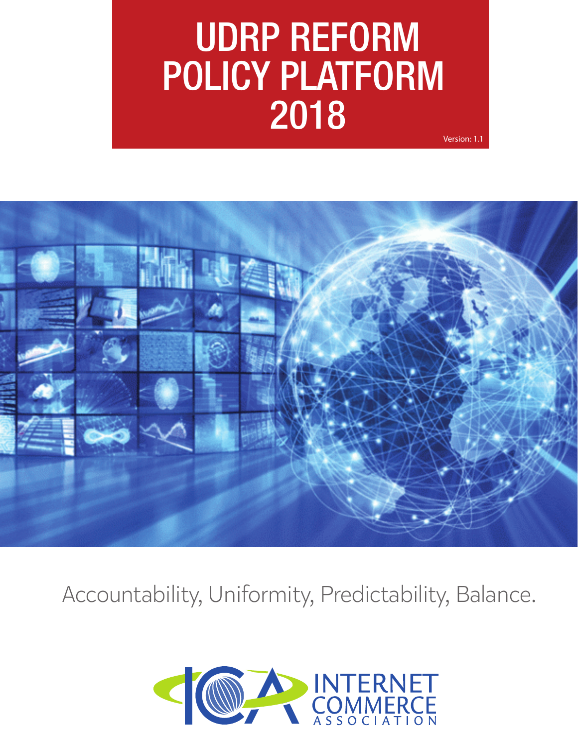# UDRP REFORM POLICY PLATFORM 2018

Version: 1.1

Accountability, Uniformity, Predictability, Balance.

INTERNET COMMERCE ASSOCIATION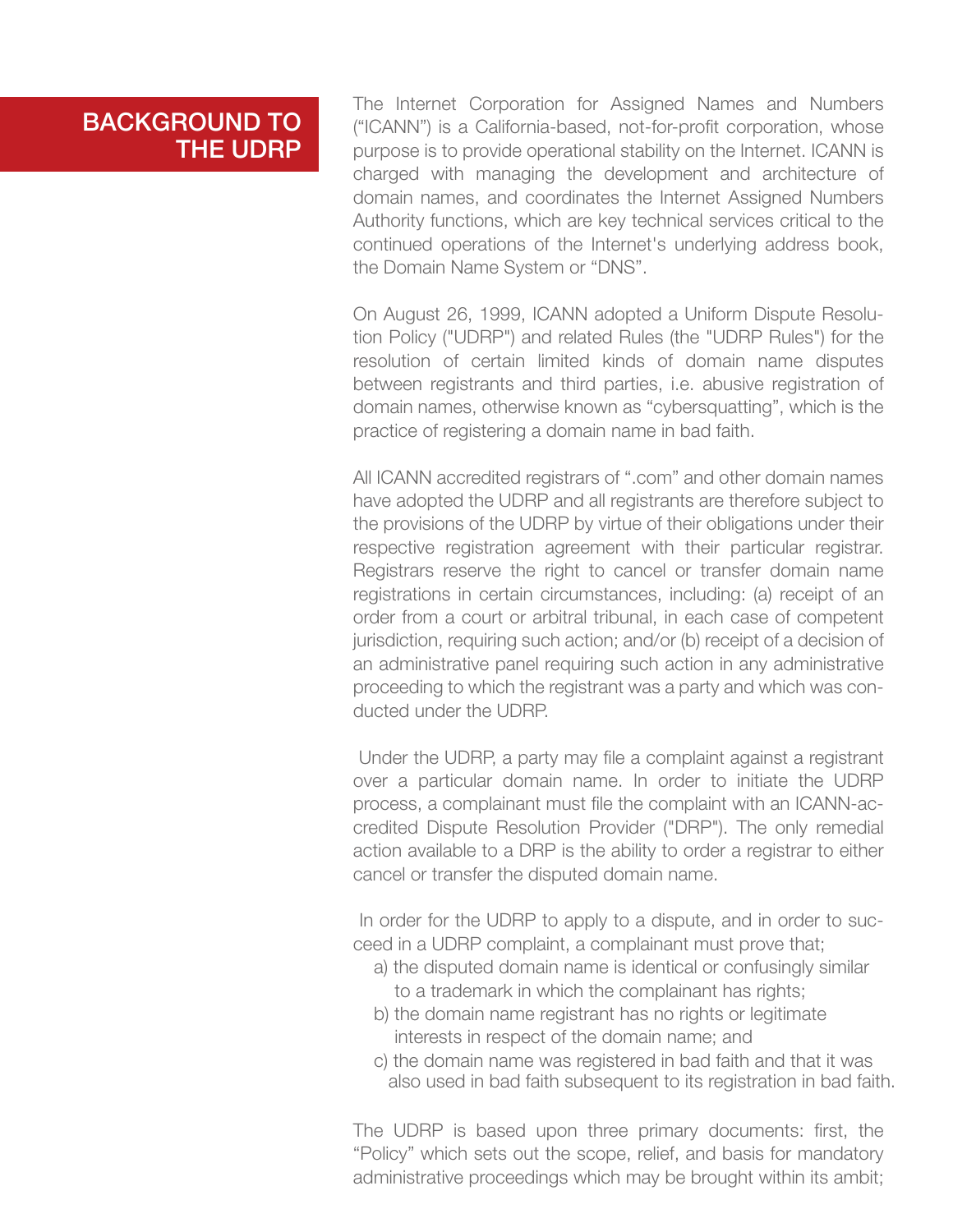## BACKGROUND TO THE UDRP

The Internet Corporation for Assigned Names and Numbers ("ICANN") is a California-based, not-for-profit corporation, whose purpose is to provide operational stability on the Internet. ICANN is charged with managing the development and architecture of domain names, and coordinates the Internet Assigned Numbers Authority functions, which are key technical services critical to the continued operations of the Internet's underlying address book, the Domain Name System or "DNS".

On August 26, 1999, ICANN adopted a Uniform Dispute Resolution Policy ("UDRP") and related Rules (the "UDRP Rules") for the resolution of certain limited kinds of domain name disputes between registrants and third parties, i.e. abusive registration of domain names, otherwise known as "cybersquatting", which is the practice of registering a domain name in bad faith.

All ICANN accredited registrars of ".com" and other domain names have adopted the UDRP and all registrants are therefore subject to the provisions of the UDRP by virtue of their obligations under their respective registration agreement with their particular registrar. Registrars reserve the right to cancel or transfer domain name registrations in certain circumstances, including: (a) receipt of an order from a court or arbitral tribunal, in each case of competent jurisdiction, requiring such action; and/or (b) receipt of a decision of an administrative panel requiring such action in any administrative proceeding to which the registrant was a party and which was conducted under the UDRP.

Under the UDRP, a party may file a complaint against a registrant over a particular domain name. In order to initiate the UDRP process, a complainant must file the complaint with an ICANN-accredited Dispute Resolution Provider ("DRP"). The only remedial action available to a DRP is the ability to order a registrar to either cancel or transfer the disputed domain name.

In order for the UDRP to apply to a dispute, and in order to succeed in a UDRP complaint, a complainant must prove that;

a) the disputed domain name is identical or confusingly similar to a trademark in which the complainant has rights;
b) the domain name registrant has no rights or legitimate interests in respect of the domain name; and
c) the domain name was registered in bad faith and that it was also used in bad faith subsequent to its registration in bad faith.

The UDRP is based upon three primary documents: first, the "Policy" which sets out the scope, relief, and basis for mandatory administrative proceedings which may be brought within its ambit;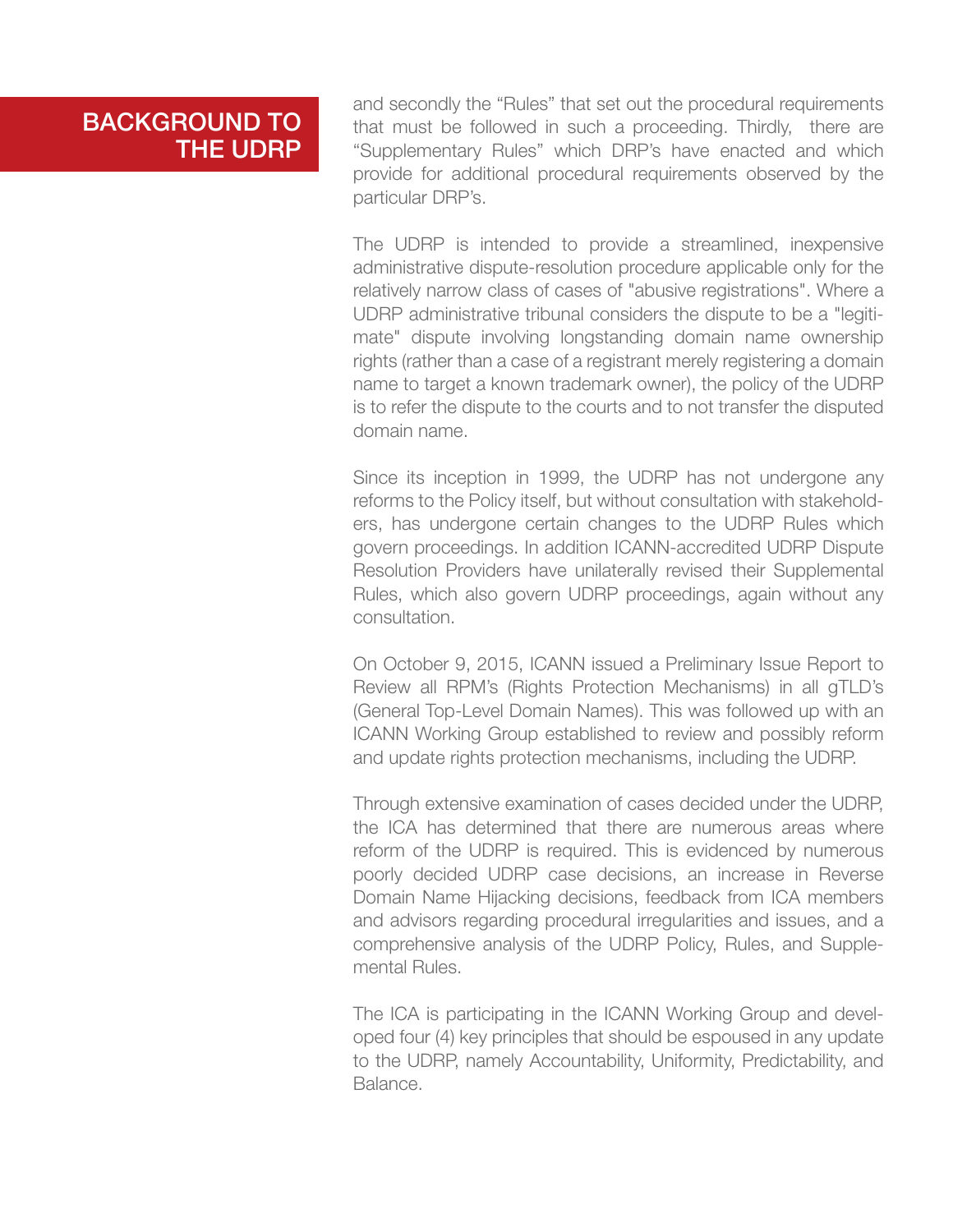## BACKGROUND TO THE UDRP

and secondly the “Rules” that set out the procedural requirements that must be followed in such a proceeding. Thirdly, there are “Supplementary Rules” which DRP’s have enacted and which provide for additional procedural requirements observed by the particular DRP’s.

The UDRP is intended to provide a streamlined, inexpensive administrative dispute-resolution procedure applicable only for the relatively narrow class of cases of "abusive registrations". Where a UDRP administrative tribunal considers the dispute to be a "legitimate" dispute involving longstanding domain name ownership rights (rather than a case of a registrant merely registering a domain name to target a known trademark owner), the policy of the UDRP is to refer the dispute to the courts and to not transfer the disputed domain name.

Since its inception in 1999, the UDRP has not undergone any reforms to the Policy itself, but without consultation with stakeholders, has undergone certain changes to the UDRP Rules which govern proceedings. In addition ICANN-accredited UDRP Dispute Resolution Providers have unilaterally revised their Supplemental Rules, which also govern UDRP proceedings, again without any consultation.

On October 9, 2015, ICANN issued a Preliminary Issue Report to Review all RPM’s (Rights Protection Mechanisms) in all gTLD’s (General Top-Level Domain Names). This was followed up with an ICANN Working Group established to review and possibly reform and update rights protection mechanisms, including the UDRP.

Through extensive examination of cases decided under the UDRP, the ICA has determined that there are numerous areas where reform of the UDRP is required. This is evidenced by numerous poorly decided UDRP case decisions, an increase in Reverse Domain Name Hijacking decisions, feedback from ICA members and advisors regarding procedural irregularities and issues, and a comprehensive analysis of the UDRP Policy, Rules, and Supplemental Rules.

The ICA is participating in the ICANN Working Group and developed four (4) key principles that should be espoused in any update to the UDRP, namely Accountability, Uniformity, Predictability, and Balance.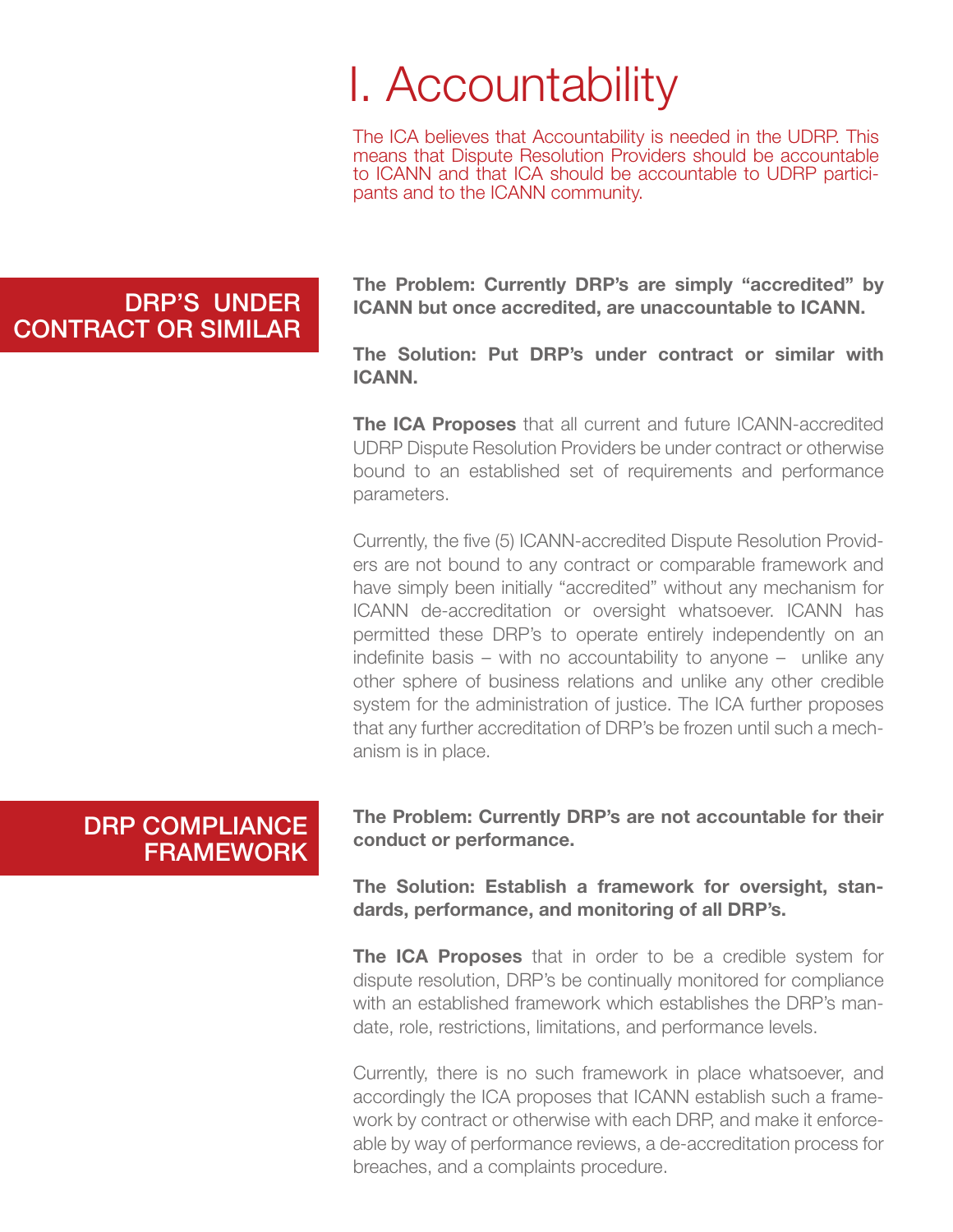# I. Accountability

The ICA believes that Accountability is needed in the UDRP. This means that Dispute Resolution Providers should be accountable to ICANN and that ICA should be accountable to UDRP participants and to the ICANN community.

## DRP'S UNDER CONTRACT OR SIMILAR

**The Problem: Currently DRP's are simply "accredited" by ICANN but once accredited, are unaccountable to ICANN.**

**The Solution: Put DRP's under contract or similar with ICANN.**

**The ICA Proposes** that all current and future ICANN-accredited UDRP Dispute Resolution Providers be under contract or otherwise bound to an established set of requirements and performance parameters.

Currently, the five (5) ICANN-accredited Dispute Resolution Providers are not bound to any contract or comparable framework and have simply been initially "accredited" without any mechanism for ICANN de-accreditation or oversight whatsoever. ICANN has permitted these DRP's to operate entirely independently on an indefinite basis – with no accountability to anyone – unlike any other sphere of business relations and unlike any other credible system for the administration of justice. The ICA further proposes that any further accreditation of DRP's be frozen until such a mechanism is in place.

## DRP COMPLIANCE FRAMEWORK

**The Problem: Currently DRP's are not accountable for their conduct or performance.**

**The Solution: Establish a framework for oversight, standards, performance, and monitoring of all DRP's.**

**The ICA Proposes** that in order to be a credible system for dispute resolution, DRP's be continually monitored for compliance with an established framework which establishes the DRP's mandate, role, restrictions, limitations, and performance levels.

Currently, there is no such framework in place whatsoever, and accordingly the ICA proposes that ICANN establish such a framework by contract or otherwise with each DRP, and make it enforceable by way of performance reviews, a de-accreditation process for breaches, and a complaints procedure.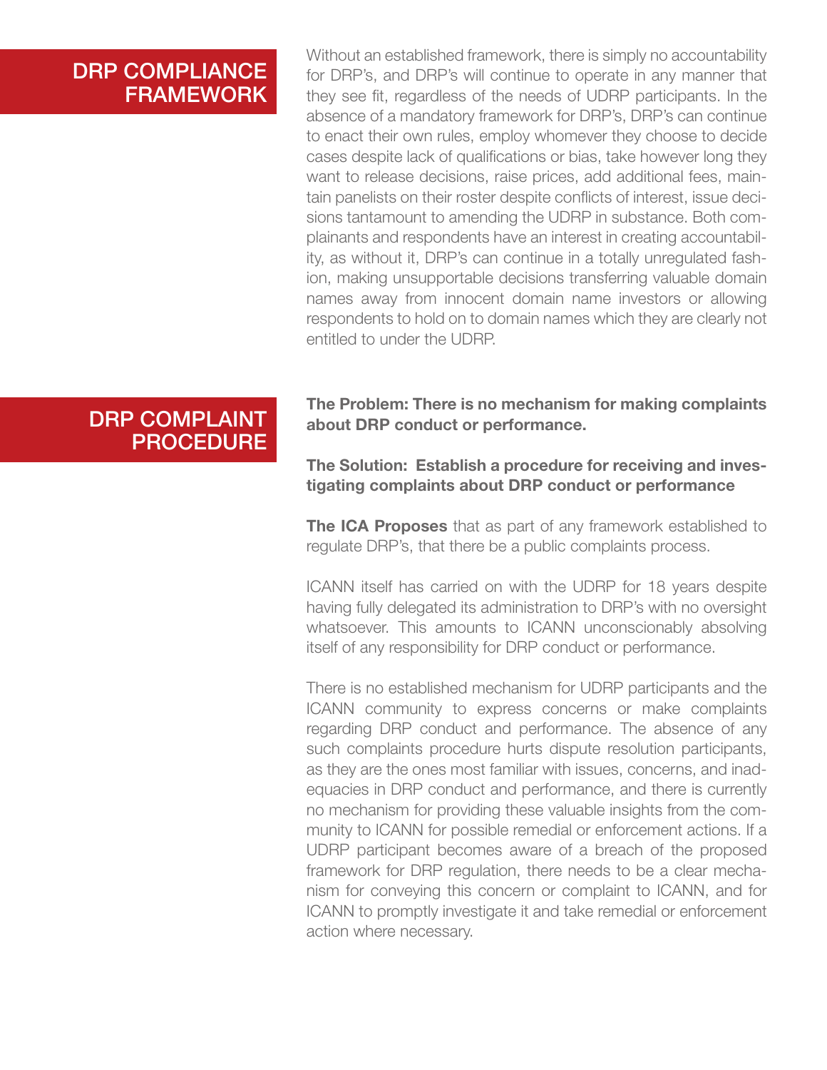## DRP COMPLIANCE FRAMEWORK

Without an established framework, there is simply no accountability for DRP's, and DRP's will continue to operate in any manner that they see fit, regardless of the needs of UDRP participants. In the absence of a mandatory framework for DRP's, DRP's can continue to enact their own rules, employ whomever they choose to decide cases despite lack of qualifications or bias, take however long they want to release decisions, raise prices, add additional fees, maintain panelists on their roster despite conflicts of interest, issue decisions tantamount to amending the UDRP in substance. Both complainants and respondents have an interest in creating accountability, as without it, DRP's can continue in a totally unregulated fashion, making unsupportable decisions transferring valuable domain names away from innocent domain name investors or allowing respondents to hold on to domain names which they are clearly not entitled to under the UDRP.

## DRP COMPLAINT PROCEDURE

**The Problem: There is no mechanism for making complaints about DRP conduct or performance.**

**The Solution: Establish a procedure for receiving and investigating complaints about DRP conduct or performance**

**The ICA Proposes** that as part of any framework established to regulate DRP's, that there be a public complaints process.

ICANN itself has carried on with the UDRP for 18 years despite having fully delegated its administration to DRP's with no oversight whatsoever. This amounts to ICANN unconscionably absolving itself of any responsibility for DRP conduct or performance.

There is no established mechanism for UDRP participants and the ICANN community to express concerns or make complaints regarding DRP conduct and performance. The absence of any such complaints procedure hurts dispute resolution participants, as they are the ones most familiar with issues, concerns, and inadequacies in DRP conduct and performance, and there is currently no mechanism for providing these valuable insights from the community to ICANN for possible remedial or enforcement actions. If a UDRP participant becomes aware of a breach of the proposed framework for DRP regulation, there needs to be a clear mechanism for conveying this concern or complaint to ICANN, and for ICANN to promptly investigate it and take remedial or enforcement action where necessary.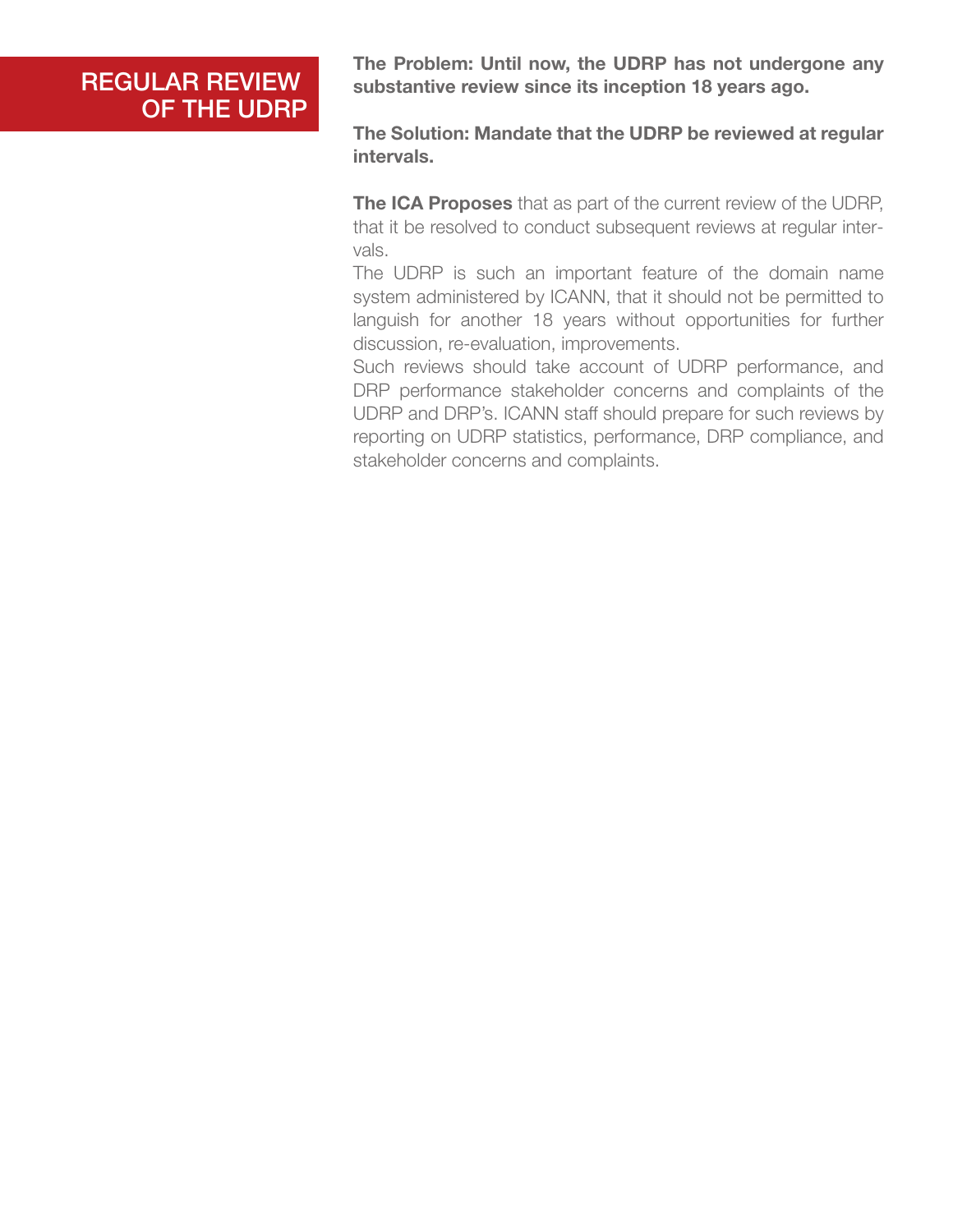## REGULAR REVIEW OF THE UDRP

**The Problem: Until now, the UDRP has not undergone any substantive review since its inception 18 years ago.**

**The Solution: Mandate that the UDRP be reviewed at regular intervals.**

**The ICA Proposes** that as part of the current review of the UDRP, that it be resolved to conduct subsequent reviews at regular intervals.

The UDRP is such an important feature of the domain name system administered by ICANN, that it should not be permitted to languish for another 18 years without opportunities for further discussion, re-evaluation, improvements.

Such reviews should take account of UDRP performance, and DRP performance stakeholder concerns and complaints of the UDRP and DRP's. ICANN staff should prepare for such reviews by reporting on UDRP statistics, performance, DRP compliance, and stakeholder concerns and complaints.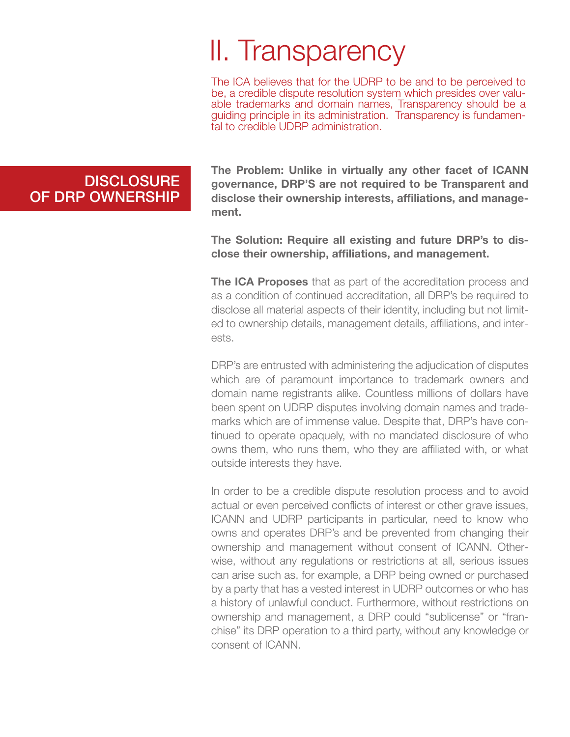# II. Transparency

The ICA believes that for the UDRP to be and to be perceived to be, a credible dispute resolution system which presides over valuable trademarks and domain names, Transparency should be a guiding principle in its administration. Transparency is fundamental to credible UDRP administration.

## DISCLOSURE OF DRP OWNERSHIP

**The Problem: Unlike in virtually any other facet of ICANN governance, DRP'S are not required to be Transparent and disclose their ownership interests, affiliations, and management.**

**The Solution: Require all existing and future DRP's to disclose their ownership, affiliations, and management.**

**The ICA Proposes** that as part of the accreditation process and as a condition of continued accreditation, all DRP's be required to disclose all material aspects of their identity, including but not limited to ownership details, management details, affiliations, and interests.

DRP's are entrusted with administering the adjudication of disputes which are of paramount importance to trademark owners and domain name registrants alike. Countless millions of dollars have been spent on UDRP disputes involving domain names and trademarks which are of immense value. Despite that, DRP's have continued to operate opaquely, with no mandated disclosure of who owns them, who runs them, who they are affiliated with, or what outside interests they have.

In order to be a credible dispute resolution process and to avoid actual or even perceived conflicts of interest or other grave issues, ICANN and UDRP participants in particular, need to know who owns and operates DRP's and be prevented from changing their ownership and management without consent of ICANN. Otherwise, without any regulations or restrictions at all, serious issues can arise such as, for example, a DRP being owned or purchased by a party that has a vested interest in UDRP outcomes or who has a history of unlawful conduct. Furthermore, without restrictions on ownership and management, a DRP could "sublicense" or "franchise" its DRP operation to a third party, without any knowledge or consent of ICANN.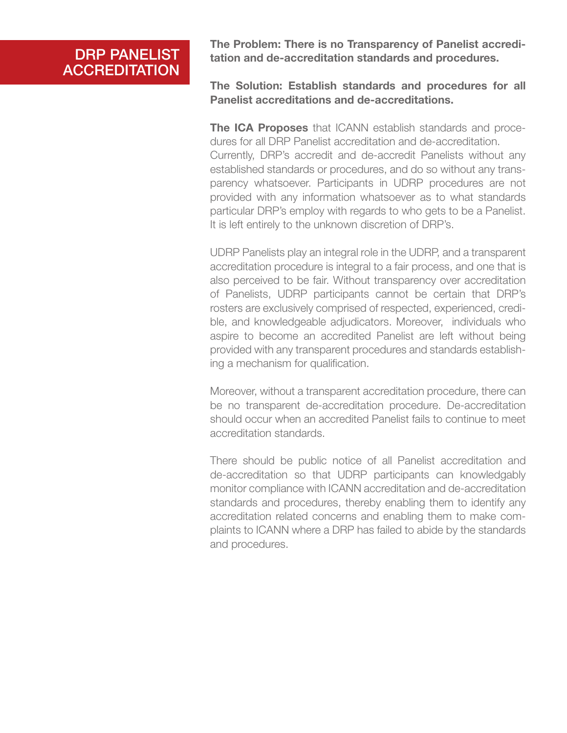# DRP PANELIST ACCREDITATION

**The Problem: There is no Transparency of Panelist accreditation and de-accreditation standards and procedures.**

**The Solution: Establish standards and procedures for all Panelist accreditations and de-accreditations.**

**The ICA Proposes** that ICANN establish standards and procedures for all DRP Panelist accreditation and de-accreditation. Currently, DRP's accredit and de-accredit Panelists without any established standards or procedures, and do so without any transparency whatsoever. Participants in UDRP procedures are not provided with any information whatsoever as to what standards particular DRP's employ with regards to who gets to be a Panelist. It is left entirely to the unknown discretion of DRP's.

UDRP Panelists play an integral role in the UDRP, and a transparent accreditation procedure is integral to a fair process, and one that is also perceived to be fair. Without transparency over accreditation of Panelists, UDRP participants cannot be certain that DRP's rosters are exclusively comprised of respected, experienced, credible, and knowledgeable adjudicators. Moreover, individuals who aspire to become an accredited Panelist are left without being provided with any transparent procedures and standards establishing a mechanism for qualification.

Moreover, without a transparent accreditation procedure, there can be no transparent de-accreditation procedure. De-accreditation should occur when an accredited Panelist fails to continue to meet accreditation standards.

There should be public notice of all Panelist accreditation and de-accreditation so that UDRP participants can knowledgably monitor compliance with ICANN accreditation and de-accreditation standards and procedures, thereby enabling them to identify any accreditation related concerns and enabling them to make complaints to ICANN where a DRP has failed to abide by the standards and procedures.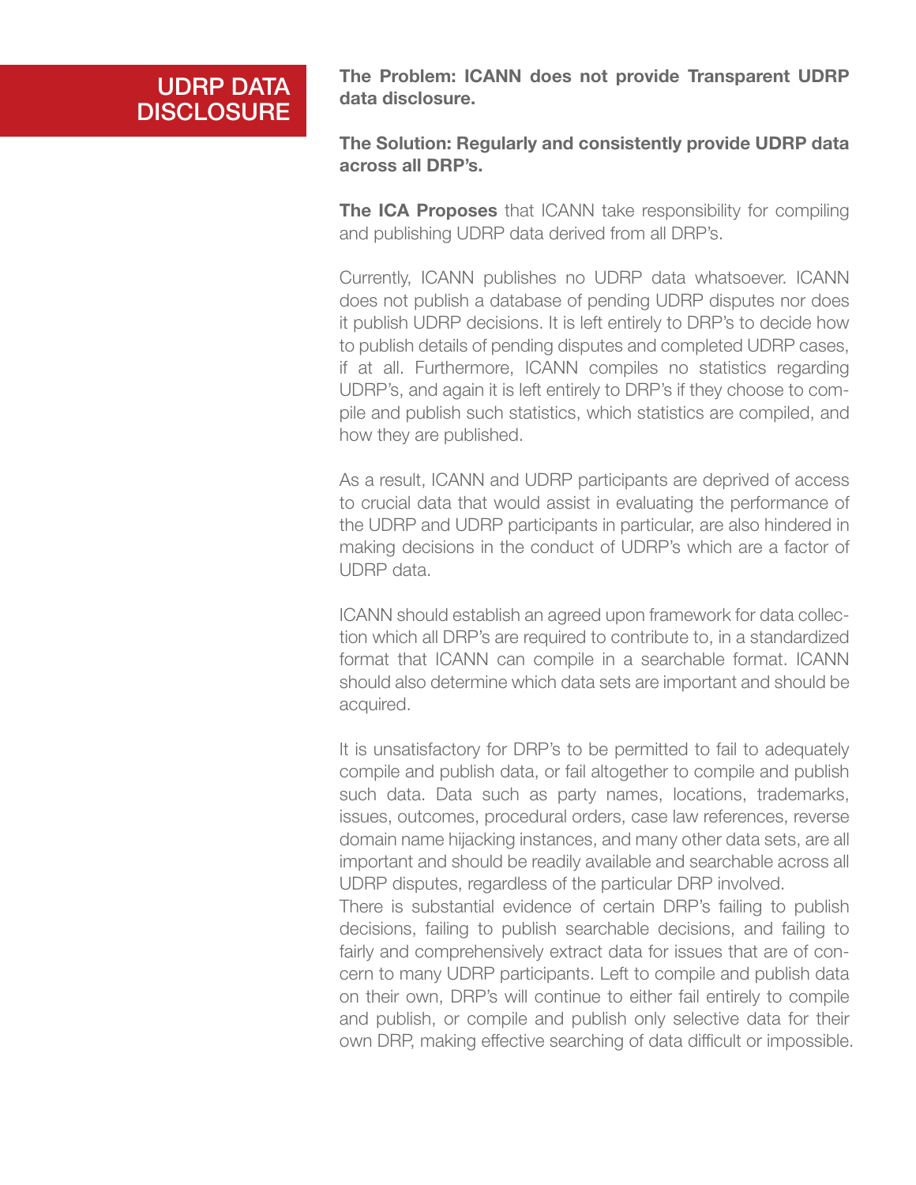# UDRP DATA DISCLOSURE

**The Problem: ICANN does not provide Transparent UDRP data disclosure.**

**The Solution: Regularly and consistently provide UDRP data across all DRP's.**

**The ICA Proposes** that ICANN take responsibility for compiling and publishing UDRP data derived from all DRP's.

Currently, ICANN publishes no UDRP data whatsoever. ICANN does not publish a database of pending UDRP disputes nor does it publish UDRP decisions. It is left entirely to DRP's to decide how to publish details of pending disputes and completed UDRP cases, if at all. Furthermore, ICANN compiles no statistics regarding UDRP's, and again it is left entirely to DRP's if they choose to compile and publish such statistics, which statistics are compiled, and how they are published.

As a result, ICANN and UDRP participants are deprived of access to crucial data that would assist in evaluating the performance of the UDRP and UDRP participants in particular, are also hindered in making decisions in the conduct of UDRP's which are a factor of UDRP data.

ICANN should establish an agreed upon framework for data collection which all DRP's are required to contribute to, in a standardized format that ICANN can compile in a searchable format. ICANN should also determine which data sets are important and should be acquired.

It is unsatisfactory for DRP's to be permitted to fail to adequately compile and publish data, or fail altogether to compile and publish such data. Data such as party names, locations, trademarks, issues, outcomes, procedural orders, case law references, reverse domain name hijacking instances, and many other data sets, are all important and should be readily available and searchable across all UDRP disputes, regardless of the particular DRP involved.

There is substantial evidence of certain DRP's failing to publish decisions, failing to publish searchable decisions, and failing to fairly and comprehensively extract data for issues that are of concern to many UDRP participants. Left to compile and publish data on their own, DRP's will continue to either fail entirely to compile and publish, or compile and publish only selective data for their own DRP, making effective searching of data difficult or impossible.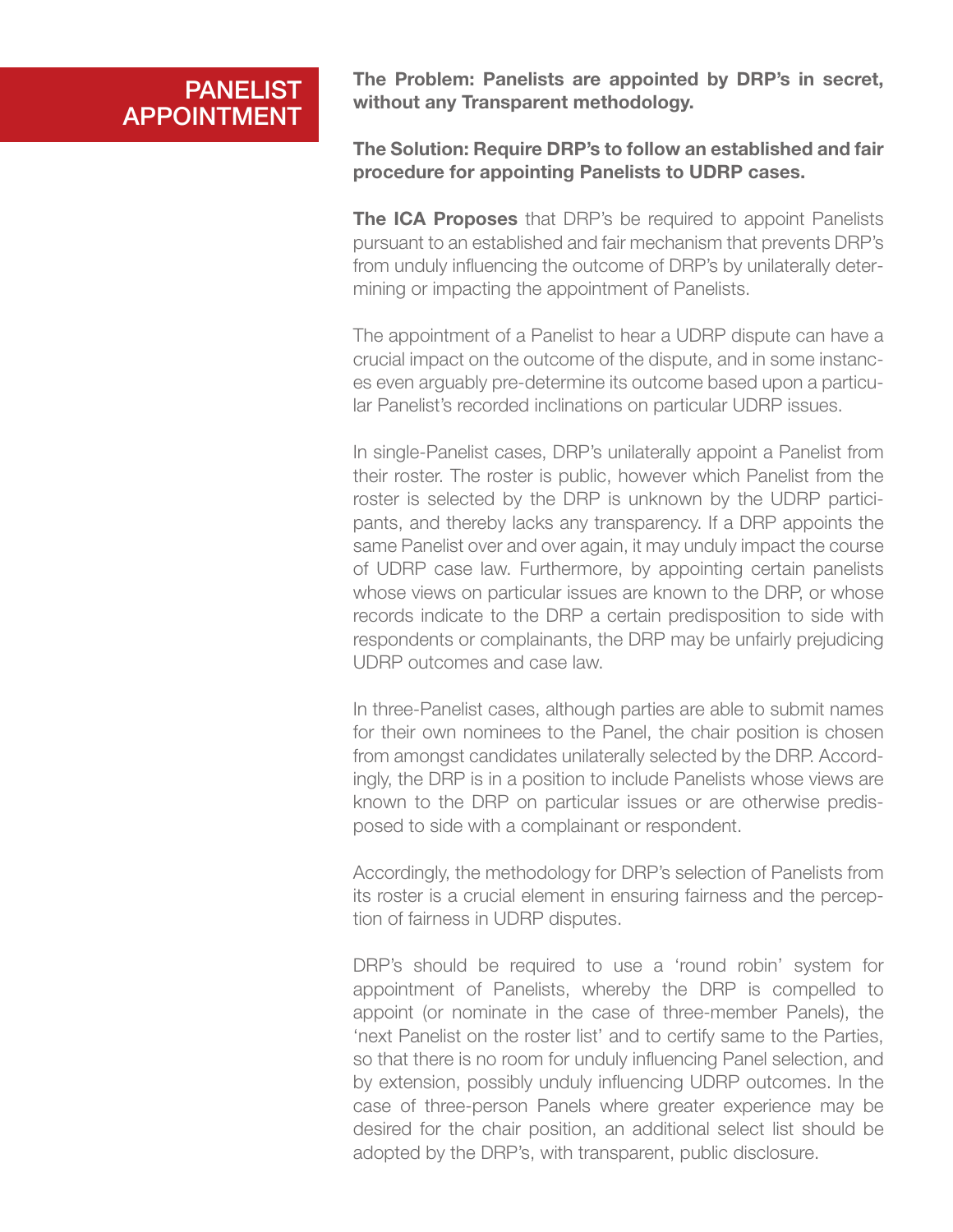## PANELIST APPOINTMENT

**The Problem: Panelists are appointed by DRP's in secret, without any Transparent methodology.**

**The Solution: Require DRP's to follow an established and fair procedure for appointing Panelists to UDRP cases.**

**The ICA Proposes** that DRP's be required to appoint Panelists pursuant to an established and fair mechanism that prevents DRP's from unduly influencing the outcome of DRP's by unilaterally determining or impacting the appointment of Panelists.

The appointment of a Panelist to hear a UDRP dispute can have a crucial impact on the outcome of the dispute, and in some instances even arguably pre-determine its outcome based upon a particular Panelist's recorded inclinations on particular UDRP issues.

In single-Panelist cases, DRP's unilaterally appoint a Panelist from their roster. The roster is public, however which Panelist from the roster is selected by the DRP is unknown by the UDRP participants, and thereby lacks any transparency. If a DRP appoints the same Panelist over and over again, it may unduly impact the course of UDRP case law. Furthermore, by appointing certain panelists whose views on particular issues are known to the DRP, or whose records indicate to the DRP a certain predisposition to side with respondents or complainants, the DRP may be unfairly prejudicing UDRP outcomes and case law.

In three-Panelist cases, although parties are able to submit names for their own nominees to the Panel, the chair position is chosen from amongst candidates unilaterally selected by the DRP. Accordingly, the DRP is in a position to include Panelists whose views are known to the DRP on particular issues or are otherwise predisposed to side with a complainant or respondent.

Accordingly, the methodology for DRP's selection of Panelists from its roster is a crucial element in ensuring fairness and the perception of fairness in UDRP disputes.

DRP's should be required to use a 'round robin' system for appointment of Panelists, whereby the DRP is compelled to appoint (or nominate in the case of three-member Panels), the 'next Panelist on the roster list' and to certify same to the Parties, so that there is no room for unduly influencing Panel selection, and by extension, possibly unduly influencing UDRP outcomes. In the case of three-person Panels where greater experience may be desired for the chair position, an additional select list should be adopted by the DRP's, with transparent, public disclosure.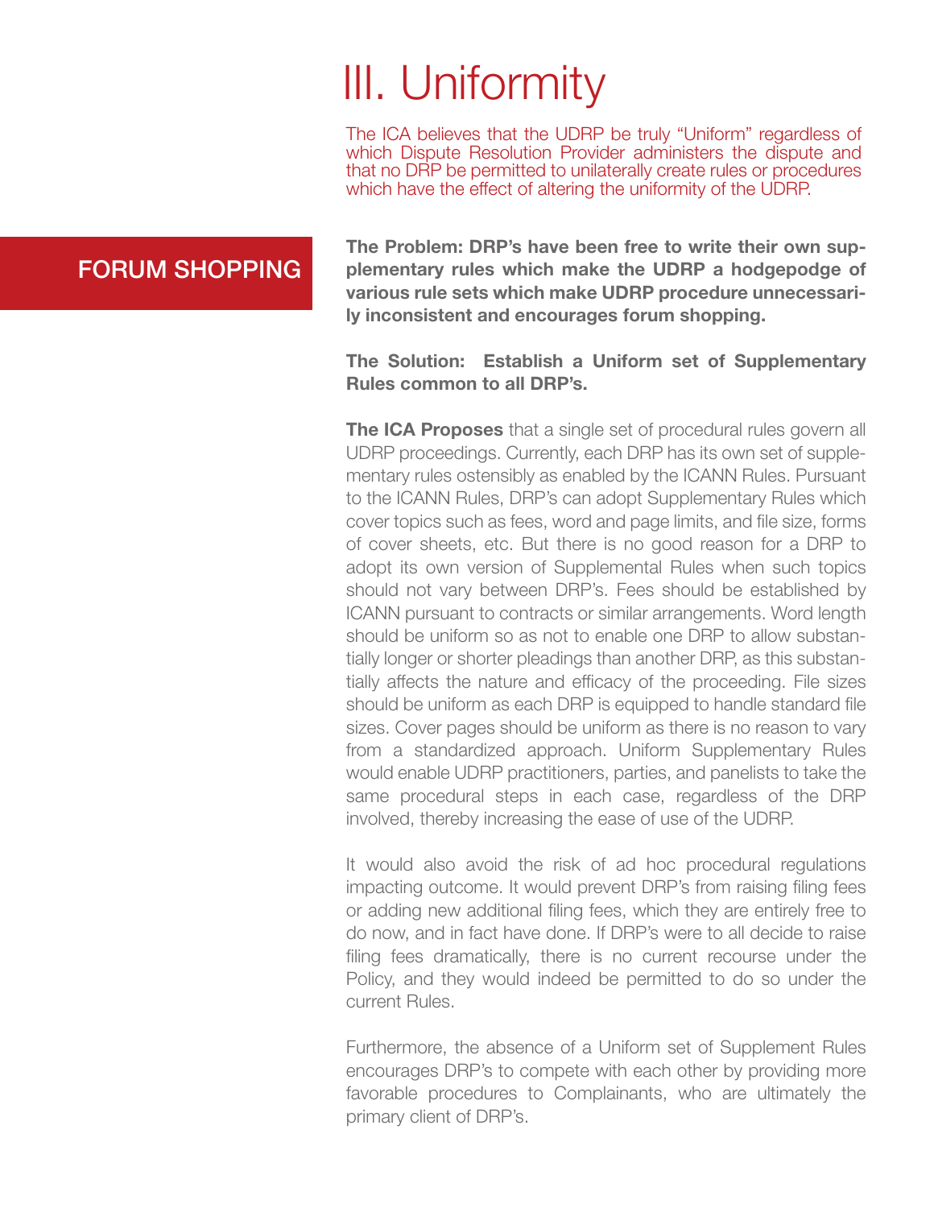# III. Uniformity

The ICA believes that the UDRP be truly “Uniform” regardless of which Dispute Resolution Provider administers the dispute and that no DRP be permitted to unilaterally create rules or procedures which have the effect of altering the uniformity of the UDRP.

## FORUM SHOPPING

**The Problem: DRP’s have been free to write their own supplementary rules which make the UDRP a hodgepodge of various rule sets which make UDRP procedure unnecessarily inconsistent and encourages forum shopping.**

**The Solution: Establish a Uniform set of Supplementary Rules common to all DRP’s.**

**The ICA Proposes** that a single set of procedural rules govern all UDRP proceedings. Currently, each DRP has its own set of supplementary rules ostensibly as enabled by the ICANN Rules. Pursuant to the ICANN Rules, DRP’s can adopt Supplementary Rules which cover topics such as fees, word and page limits, and file size, forms of cover sheets, etc. But there is no good reason for a DRP to adopt its own version of Supplemental Rules when such topics should not vary between DRP’s. Fees should be established by ICANN pursuant to contracts or similar arrangements. Word length should be uniform so as not to enable one DRP to allow substantially longer or shorter pleadings than another DRP, as this substantially affects the nature and efficacy of the proceeding. File sizes should be uniform as each DRP is equipped to handle standard file sizes. Cover pages should be uniform as there is no reason to vary from a standardized approach. Uniform Supplementary Rules would enable UDRP practitioners, parties, and panelists to take the same procedural steps in each case, regardless of the DRP involved, thereby increasing the ease of use of the UDRP.

It would also avoid the risk of ad hoc procedural regulations impacting outcome. It would prevent DRP’s from raising filing fees or adding new additional filing fees, which they are entirely free to do now, and in fact have done. If DRP’s were to all decide to raise filing fees dramatically, there is no current recourse under the Policy, and they would indeed be permitted to do so under the current Rules.

Furthermore, the absence of a Uniform set of Supplement Rules encourages DRP’s to compete with each other by providing more favorable procedures to Complainants, who are ultimately the primary client of DRP’s.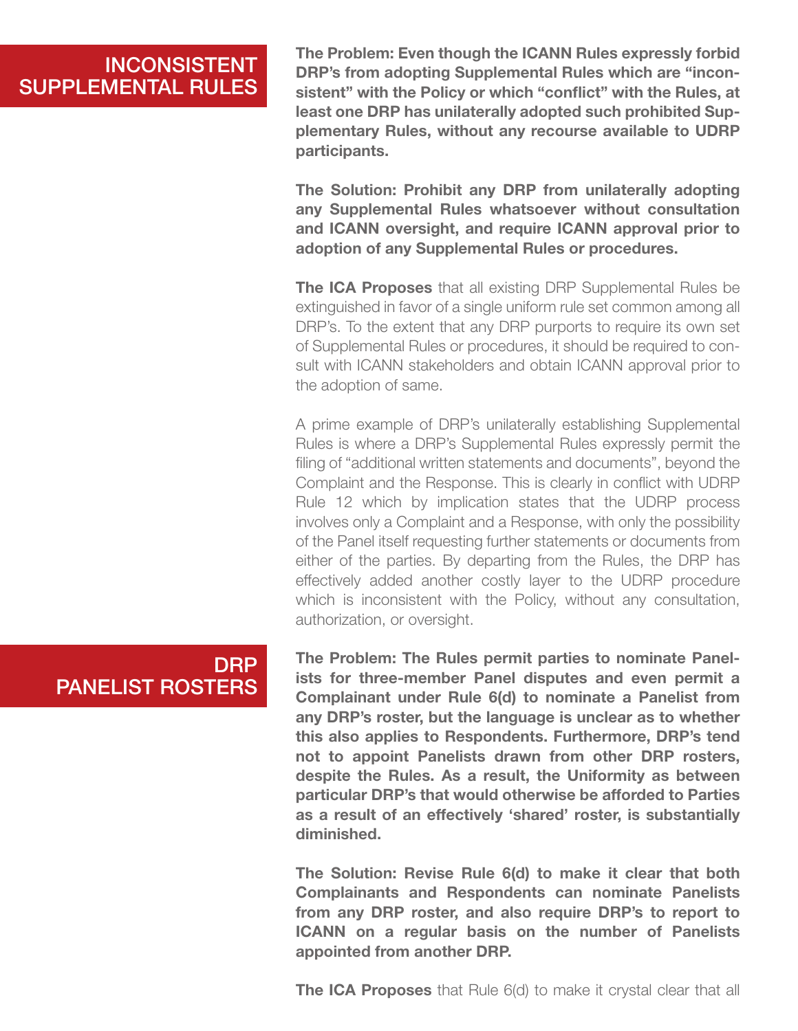## INCONSISTENT SUPPLEMENTAL RULES

**The Problem: Even though the ICANN Rules expressly forbid DRP's from adopting Supplemental Rules which are "inconsistent" with the Policy or which "conflict" with the Rules, at least one DRP has unilaterally adopted such prohibited Supplementary Rules, without any recourse available to UDRP participants.**

**The Solution: Prohibit any DRP from unilaterally adopting any Supplemental Rules whatsoever without consultation and ICANN oversight, and require ICANN approval prior to adoption of any Supplemental Rules or procedures.**

**The ICA Proposes** that all existing DRP Supplemental Rules be extinguished in favor of a single uniform rule set common among all DRP's. To the extent that any DRP purports to require its own set of Supplemental Rules or procedures, it should be required to consult with ICANN stakeholders and obtain ICANN approval prior to the adoption of same.

A prime example of DRP's unilaterally establishing Supplemental Rules is where a DRP's Supplemental Rules expressly permit the filing of "additional written statements and documents", beyond the Complaint and the Response. This is clearly in conflict with UDRP Rule 12 which by implication states that the UDRP process involves only a Complaint and a Response, with only the possibility of the Panel itself requesting further statements or documents from either of the parties. By departing from the Rules, the DRP has effectively added another costly layer to the UDRP procedure which is inconsistent with the Policy, without any consultation, authorization, or oversight.

## DRP PANELIST ROSTERS

**The Problem: The Rules permit parties to nominate Panelists for three-member Panel disputes and even permit a Complainant under Rule 6(d) to nominate a Panelist from any DRP's roster, but the language is unclear as to whether this also applies to Respondents. Furthermore, DRP's tend not to appoint Panelists drawn from other DRP rosters, despite the Rules. As a result, the Uniformity as between particular DRP's that would otherwise be afforded to Parties as a result of an effectively 'shared' roster, is substantially diminished.**

**The Solution: Revise Rule 6(d) to make it clear that both Complainants and Respondents can nominate Panelists from any DRP roster, and also require DRP's to report to ICANN on a regular basis on the number of Panelists appointed from another DRP.**

**The ICA Proposes** that Rule 6(d) to make it crystal clear that all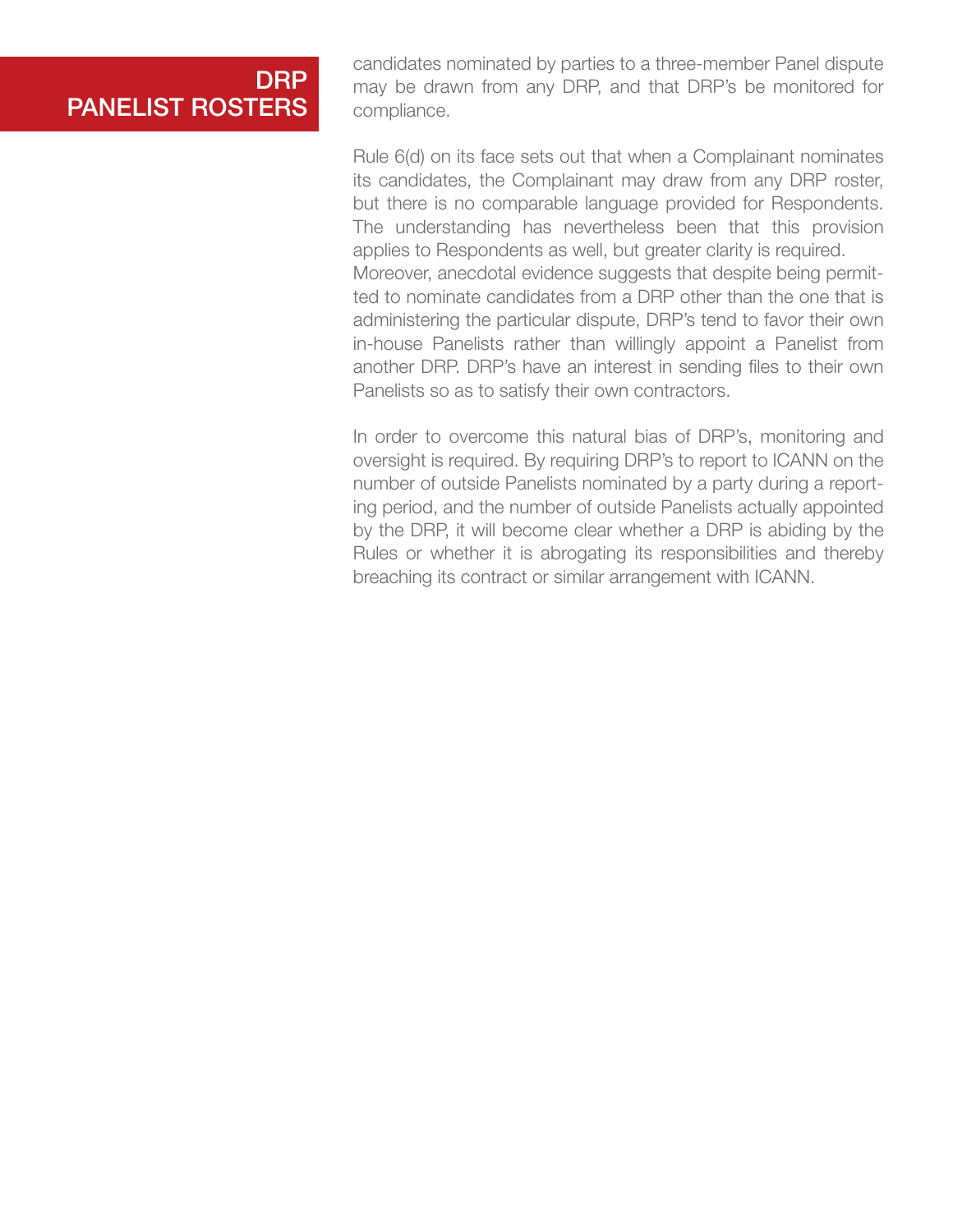## DRP PANELIST ROSTERS

candidates nominated by parties to a three-member Panel dispute may be drawn from any DRP, and that DRP's be monitored for compliance.

Rule 6(d) on its face sets out that when a Complainant nominates its candidates, the Complainant may draw from any DRP roster, but there is no comparable language provided for Respondents. The understanding has nevertheless been that this provision applies to Respondents as well, but greater clarity is required. Moreover, anecdotal evidence suggests that despite being permitted to nominate candidates from a DRP other than the one that is administering the particular dispute, DRP's tend to favor their own in-house Panelists rather than willingly appoint a Panelist from another DRP. DRP's have an interest in sending files to their own Panelists so as to satisfy their own contractors.

In order to overcome this natural bias of DRP's, monitoring and oversight is required. By requiring DRP's to report to ICANN on the number of outside Panelists nominated by a party during a reporting period, and the number of outside Panelists actually appointed by the DRP, it will become clear whether a DRP is abiding by the Rules or whether it is abrogating its responsibilities and thereby breaching its contract or similar arrangement with ICANN.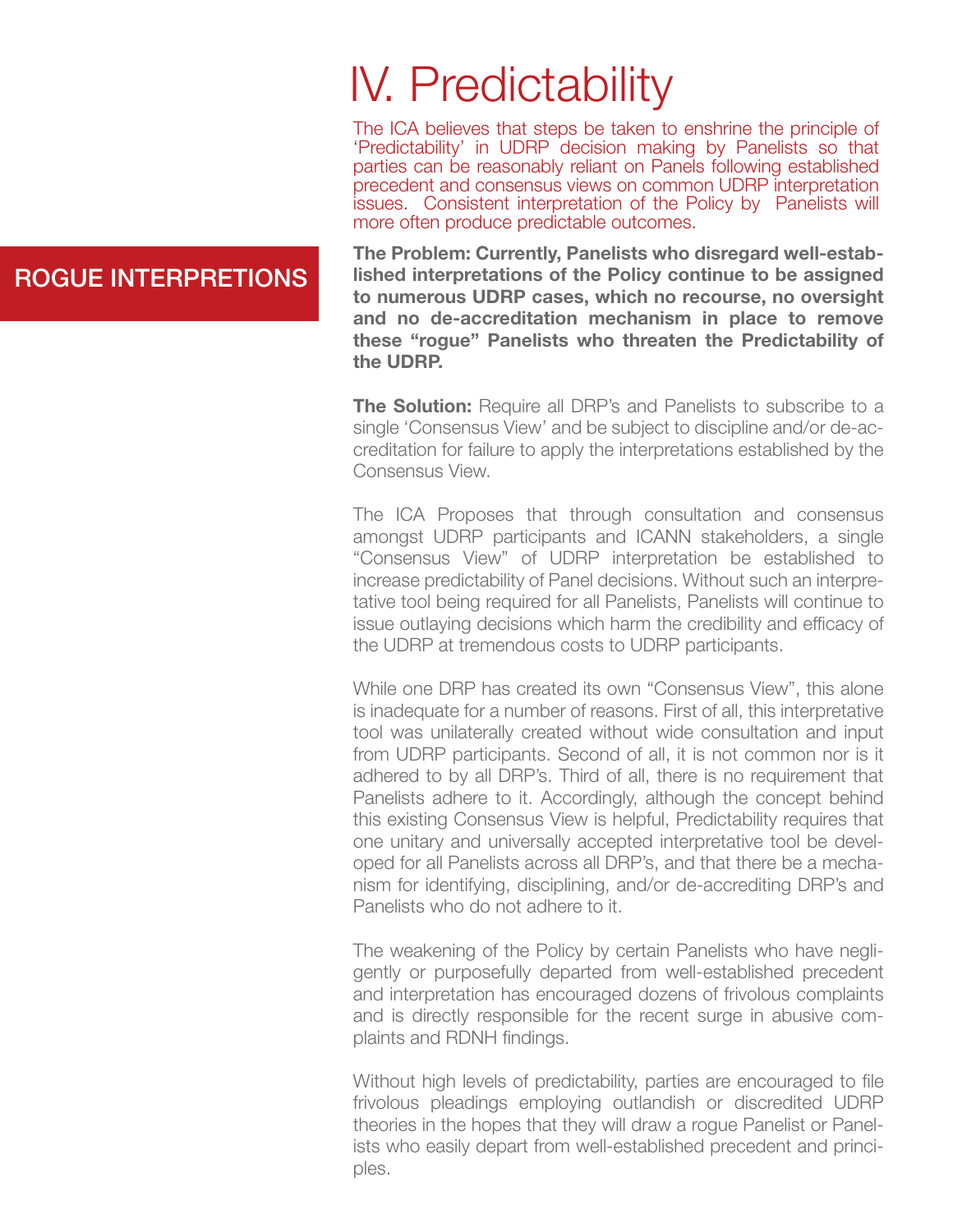# IV. Predictability

The ICA believes that steps be taken to enshrine the principle of 'Predictability' in UDRP decision making by Panelists so that parties can be reasonably reliant on Panels following established precedent and consensus views on common UDRP interpretation issues. Consistent interpretation of the Policy by Panelists will more often produce predictable outcomes.

## ROGUE INTERPRETIONS

**The Problem: Currently, Panelists who disregard well-established interpretations of the Policy continue to be assigned to numerous UDRP cases, which no recourse, no oversight and no de-accreditation mechanism in place to remove these "rogue" Panelists who threaten the Predictability of the UDRP.**

**The Solution:** Require all DRP's and Panelists to subscribe to a single 'Consensus View' and be subject to discipline and/or de-accreditation for failure to apply the interpretations established by the Consensus View.

The ICA Proposes that through consultation and consensus amongst UDRP participants and ICANN stakeholders, a single "Consensus View" of UDRP interpretation be established to increase predictability of Panel decisions. Without such an interpretative tool being required for all Panelists, Panelists will continue to issue outlaying decisions which harm the credibility and efficacy of the UDRP at tremendous costs to UDRP participants.

While one DRP has created its own "Consensus View", this alone is inadequate for a number of reasons. First of all, this interpretative tool was unilaterally created without wide consultation and input from UDRP participants. Second of all, it is not common nor is it adhered to by all DRP's. Third of all, there is no requirement that Panelists adhere to it. Accordingly, although the concept behind this existing Consensus View is helpful, Predictability requires that one unitary and universally accepted interpretative tool be developed for all Panelists across all DRP's, and that there be a mechanism for identifying, disciplining, and/or de-accrediting DRP's and Panelists who do not adhere to it.

The weakening of the Policy by certain Panelists who have negligently or purposefully departed from well-established precedent and interpretation has encouraged dozens of frivolous complaints and is directly responsible for the recent surge in abusive complaints and RDNH findings.

Without high levels of predictability, parties are encouraged to file frivolous pleadings employing outlandish or discredited UDRP theories in the hopes that they will draw a rogue Panelist or Panelists who easily depart from well-established precedent and principles.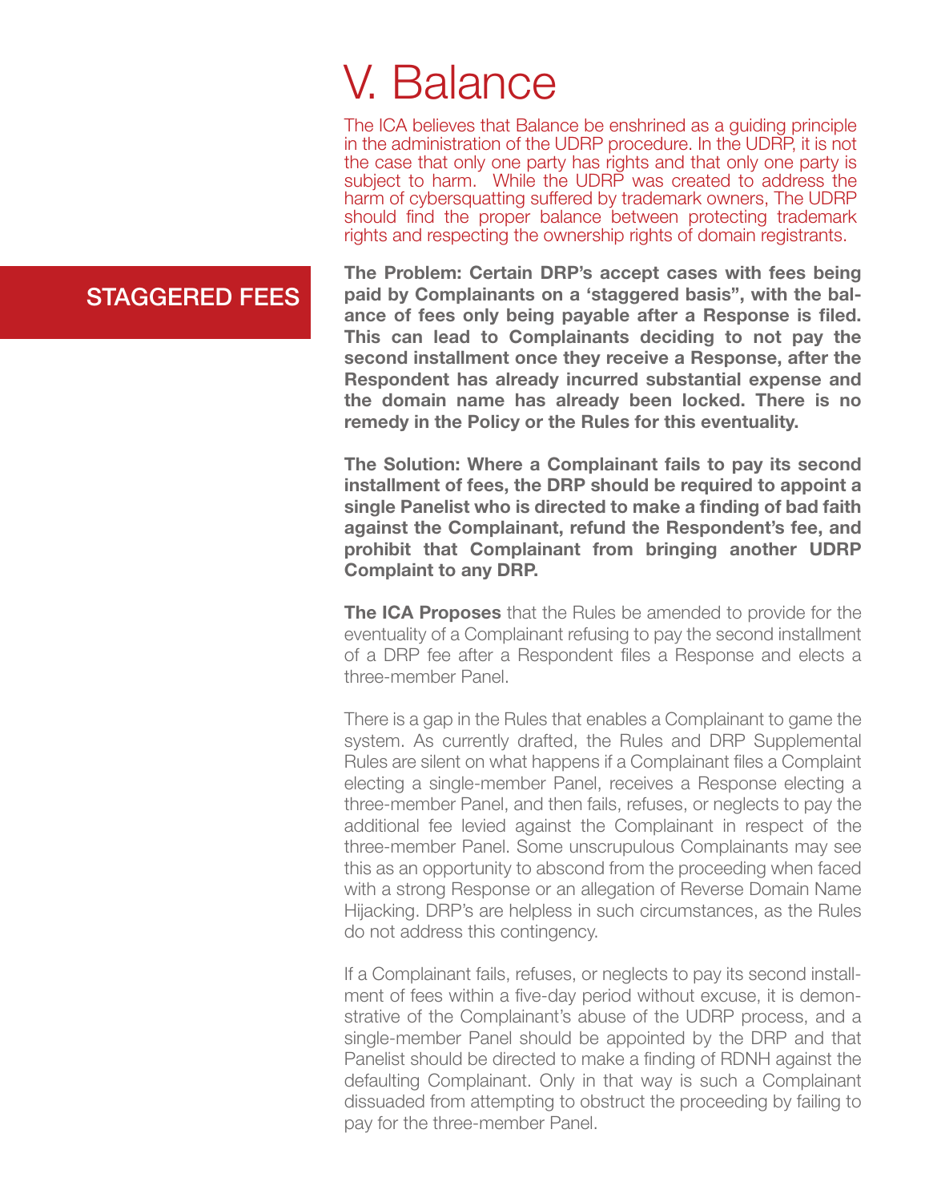# V. Balance

The ICA believes that Balance be enshrined as a guiding principle in the administration of the UDRP procedure. In the UDRP, it is not the case that only one party has rights and that only one party is subject to harm. While the UDRP was created to address the harm of cybersquatting suffered by trademark owners, The UDRP should find the proper balance between protecting trademark rights and respecting the ownership rights of domain registrants.

## STAGGERED FEES

**The Problem: Certain DRP's accept cases with fees being paid by Complainants on a 'staggered basis", with the balance of fees only being payable after a Response is filed. This can lead to Complainants deciding to not pay the second installment once they receive a Response, after the Respondent has already incurred substantial expense and the domain name has already been locked. There is no remedy in the Policy or the Rules for this eventuality.**

**The Solution: Where a Complainant fails to pay its second installment of fees, the DRP should be required to appoint a single Panelist who is directed to make a finding of bad faith against the Complainant, refund the Respondent's fee, and prohibit that Complainant from bringing another UDRP Complaint to any DRP.**

**The ICA Proposes** that the Rules be amended to provide for the eventuality of a Complainant refusing to pay the second installment of a DRP fee after a Respondent files a Response and elects a three-member Panel.

There is a gap in the Rules that enables a Complainant to game the system. As currently drafted, the Rules and DRP Supplemental Rules are silent on what happens if a Complainant files a Complaint electing a single-member Panel, receives a Response electing a three-member Panel, and then fails, refuses, or neglects to pay the additional fee levied against the Complainant in respect of the three-member Panel. Some unscrupulous Complainants may see this as an opportunity to abscond from the proceeding when faced with a strong Response or an allegation of Reverse Domain Name Hijacking. DRP's are helpless in such circumstances, as the Rules do not address this contingency.

If a Complainant fails, refuses, or neglects to pay its second installment of fees within a five-day period without excuse, it is demonstrative of the Complainant's abuse of the UDRP process, and a single-member Panel should be appointed by the DRP and that Panelist should be directed to make a finding of RDNH against the defaulting Complainant. Only in that way is such a Complainant dissuaded from attempting to obstruct the proceeding by failing to pay for the three-member Panel.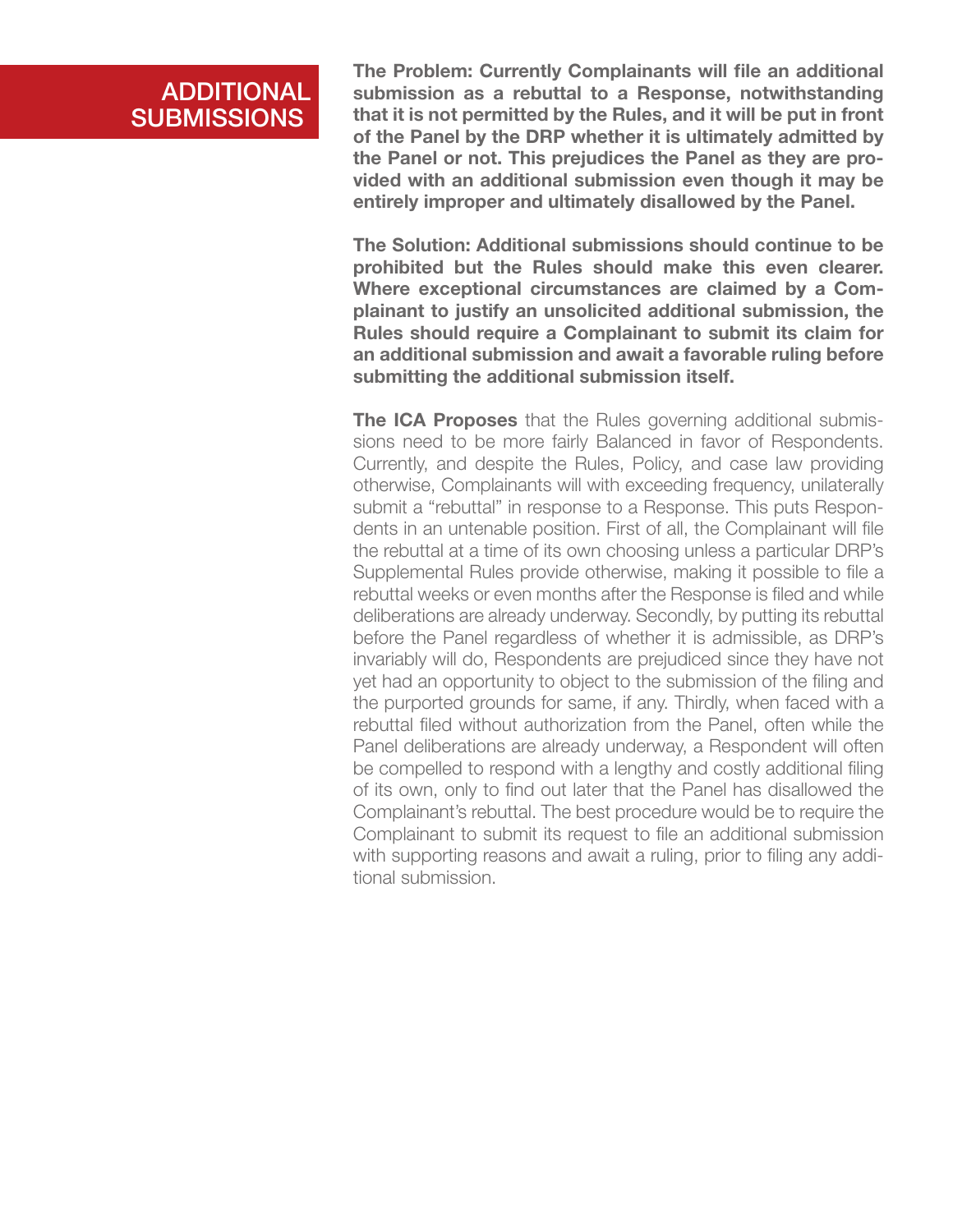## ADDITIONAL SUBMISSIONS

**The Problem: Currently Complainants will file an additional submission as a rebuttal to a Response, notwithstanding that it is not permitted by the Rules, and it will be put in front of the Panel by the DRP whether it is ultimately admitted by the Panel or not. This prejudices the Panel as they are provided with an additional submission even though it may be entirely improper and ultimately disallowed by the Panel.**

**The Solution: Additional submissions should continue to be prohibited but the Rules should make this even clearer. Where exceptional circumstances are claimed by a Complainant to justify an unsolicited additional submission, the Rules should require a Complainant to submit its claim for an additional submission and await a favorable ruling before submitting the additional submission itself.**

**The ICA Proposes** that the Rules governing additional submissions need to be more fairly Balanced in favor of Respondents. Currently, and despite the Rules, Policy, and case law providing otherwise, Complainants will with exceeding frequency, unilaterally submit a "rebuttal" in response to a Response. This puts Respondents in an untenable position. First of all, the Complainant will file the rebuttal at a time of its own choosing unless a particular DRP's Supplemental Rules provide otherwise, making it possible to file a rebuttal weeks or even months after the Response is filed and while deliberations are already underway. Secondly, by putting its rebuttal before the Panel regardless of whether it is admissible, as DRP's invariably will do, Respondents are prejudiced since they have not yet had an opportunity to object to the submission of the filing and the purported grounds for same, if any. Thirdly, when faced with a rebuttal filed without authorization from the Panel, often while the Panel deliberations are already underway, a Respondent will often be compelled to respond with a lengthy and costly additional filing of its own, only to find out later that the Panel has disallowed the Complainant's rebuttal. The best procedure would be to require the Complainant to submit its request to file an additional submission with supporting reasons and await a ruling, prior to filing any additional submission.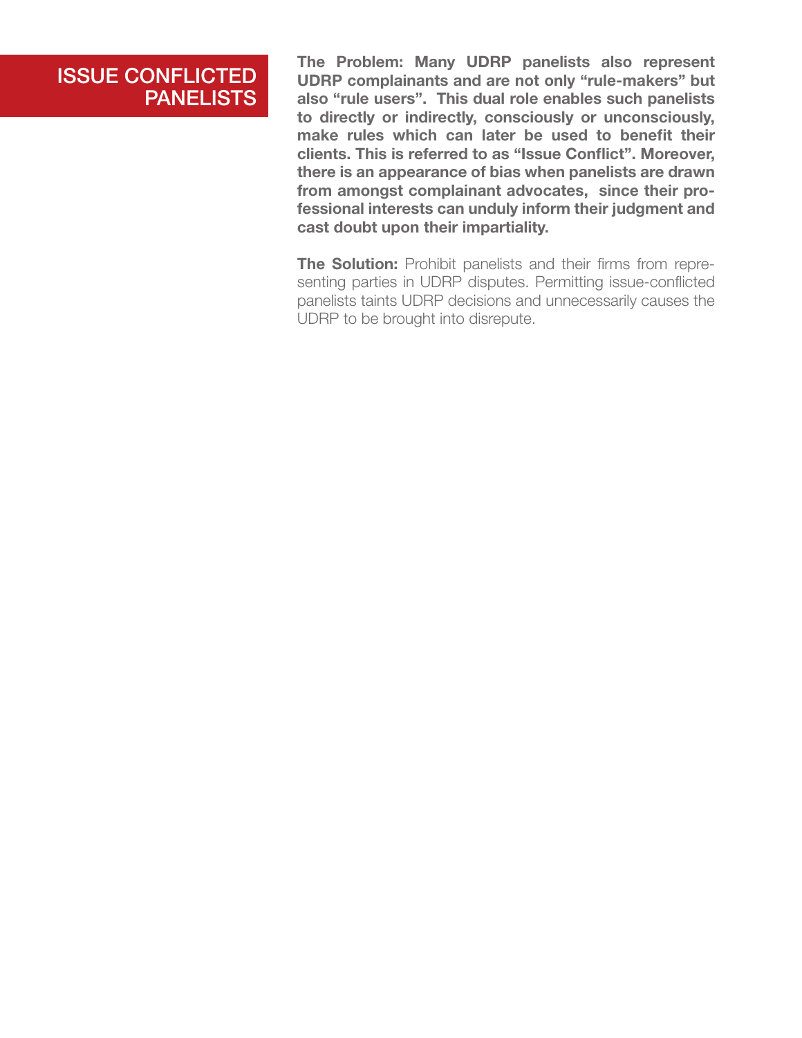## ISSUE CONFLICTED PANELISTS

**The Problem: Many UDRP panelists also represent UDRP complainants and are not only "rule-makers" but also "rule users". This dual role enables such panelists to directly or indirectly, consciously or unconsciously, make rules which can later be used to benefit their clients. This is referred to as "Issue Conflict". Moreover, there is an appearance of bias when panelists are drawn from amongst complainant advocates, since their professional interests can unduly inform their judgment and cast doubt upon their impartiality.**

**The Solution:** Prohibit panelists and their firms from representing parties in UDRP disputes. Permitting issue-conflicted panelists taints UDRP decisions and unnecessarily causes the UDRP to be brought into disrepute.